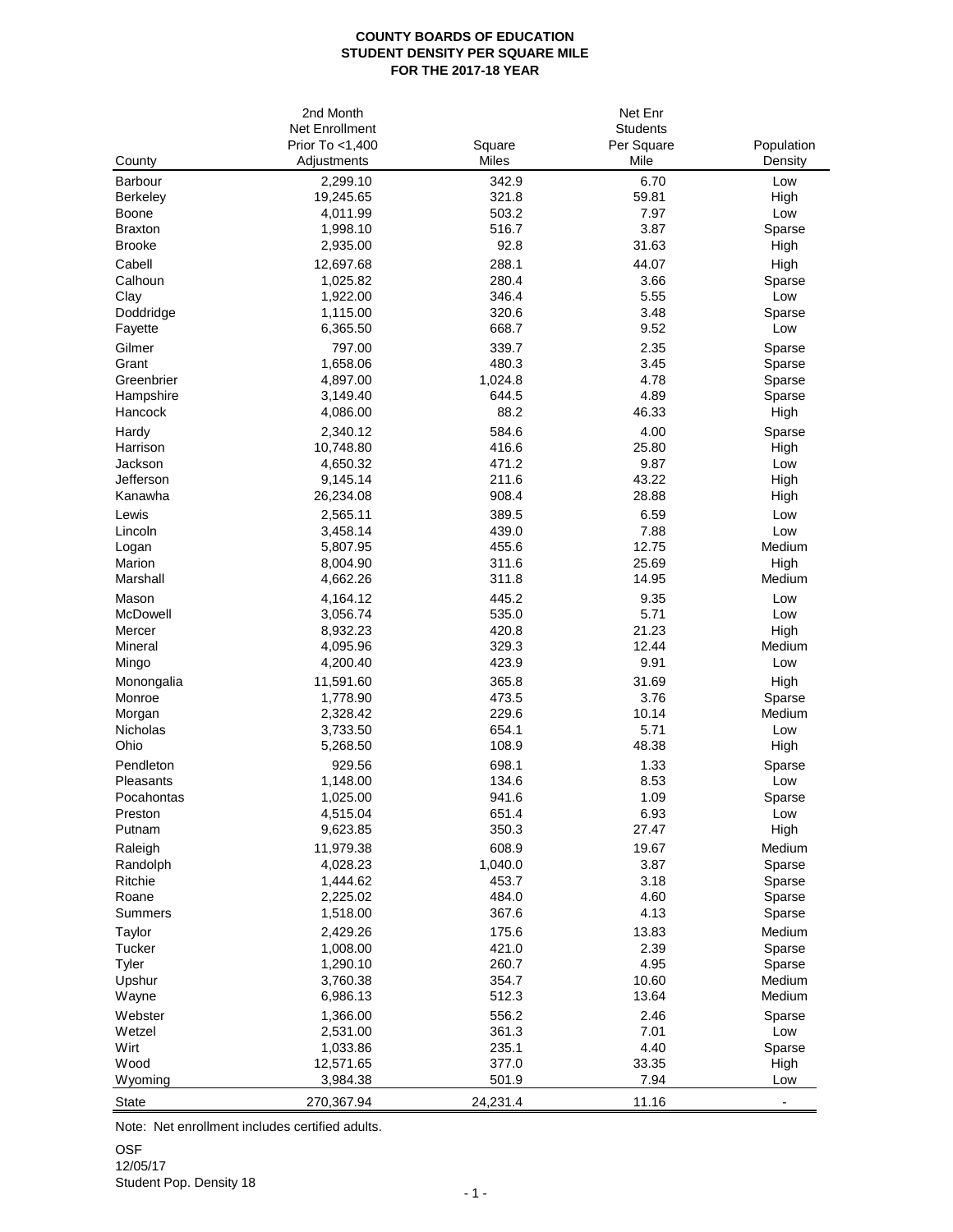# COUNTY BOARDS OF EDUCATION
# STUDENT DENSITY PER SQUARE MILE
# FOR THE 2017-18 YEAR

| County | 2nd Month Net Enrollment Prior To <1,400 Adjustments | Square Miles | Net Enr Students Per Square Mile | Population Density |
|---|---|---|---|---|
| Barbour | 2,299.10 | 342.9 | 6.70 | Low |
| Berkeley | 19,245.65 | 321.8 | 59.81 | High |
| Boone | 4,011.99 | 503.2 | 7.97 | Low |
| Braxton | 1,998.10 | 516.7 | 3.87 | Sparse |
| Brooke | 2,935.00 | 92.8 | 31.63 | High |
| Cabell | 12,697.68 | 288.1 | 44.07 | High |
| Calhoun | 1,025.82 | 280.4 | 3.66 | Sparse |
| Clay | 1,922.00 | 346.4 | 5.55 | Low |
| Doddridge | 1,115.00 | 320.6 | 3.48 | Sparse |
| Fayette | 6,365.50 | 668.7 | 9.52 | Low |
| Gilmer | 797.00 | 339.7 | 2.35 | Sparse |
| Grant | 1,658.06 | 480.3 | 3.45 | Sparse |
| Greenbrier | 4,897.00 | 1,024.8 | 4.78 | Sparse |
| Hampshire | 3,149.40 | 644.5 | 4.89 | Sparse |
| Hancock | 4,086.00 | 88.2 | 46.33 | High |
| Hardy | 2,340.12 | 584.6 | 4.00 | Sparse |
| Harrison | 10,748.80 | 416.6 | 25.80 | High |
| Jackson | 4,650.32 | 471.2 | 9.87 | Low |
| Jefferson | 9,145.14 | 211.6 | 43.22 | High |
| Kanawha | 26,234.08 | 908.4 | 28.88 | High |
| Lewis | 2,565.11 | 389.5 | 6.59 | Low |
| Lincoln | 3,458.14 | 439.0 | 7.88 | Low |
| Logan | 5,807.95 | 455.6 | 12.75 | Medium |
| Marion | 8,004.90 | 311.6 | 25.69 | High |
| Marshall | 4,662.26 | 311.8 | 14.95 | Medium |
| Mason | 4,164.12 | 445.2 | 9.35 | Low |
| McDowell | 3,056.74 | 535.0 | 5.71 | Low |
| Mercer | 8,932.23 | 420.8 | 21.23 | High |
| Mineral | 4,095.96 | 329.3 | 12.44 | Medium |
| Mingo | 4,200.40 | 423.9 | 9.91 | Low |
| Monongalia | 11,591.60 | 365.8 | 31.69 | High |
| Monroe | 1,778.90 | 473.5 | 3.76 | Sparse |
| Morgan | 2,328.42 | 229.6 | 10.14 | Medium |
| Nicholas | 3,733.50 | 654.1 | 5.71 | Low |
| Ohio | 5,268.50 | 108.9 | 48.38 | High |
| Pendleton | 929.56 | 698.1 | 1.33 | Sparse |
| Pleasants | 1,148.00 | 134.6 | 8.53 | Low |
| Pocahontas | 1,025.00 | 941.6 | 1.09 | Sparse |
| Preston | 4,515.04 | 651.4 | 6.93 | Low |
| Putnam | 9,623.85 | 350.3 | 27.47 | High |
| Raleigh | 11,979.38 | 608.9 | 19.67 | Medium |
| Randolph | 4,028.23 | 1,040.0 | 3.87 | Sparse |
| Ritchie | 1,444.62 | 453.7 | 3.18 | Sparse |
| Roane | 2,225.02 | 484.0 | 4.60 | Sparse |
| Summers | 1,518.00 | 367.6 | 4.13 | Sparse |
| Taylor | 2,429.26 | 175.6 | 13.83 | Medium |
| Tucker | 1,008.00 | 421.0 | 2.39 | Sparse |
| Tyler | 1,290.10 | 260.7 | 4.95 | Sparse |
| Upshur | 3,760.38 | 354.7 | 10.60 | Medium |
| Wayne | 6,986.13 | 512.3 | 13.64 | Medium |
| Webster | 1,366.00 | 556.2 | 2.46 | Sparse |
| Wetzel | 2,531.00 | 361.3 | 7.01 | Low |
| Wirt | 1,033.86 | 235.1 | 4.40 | Sparse |
| Wood | 12,571.65 | 377.0 | 33.35 | High |
| Wyoming | 3,984.38 | 501.9 | 7.94 | Low |
| State | 270,367.94 | 24,231.4 | 11.16 | - |

Note: Net enrollment includes certified adults.

OSF
12/05/17
Student Pop. Density 18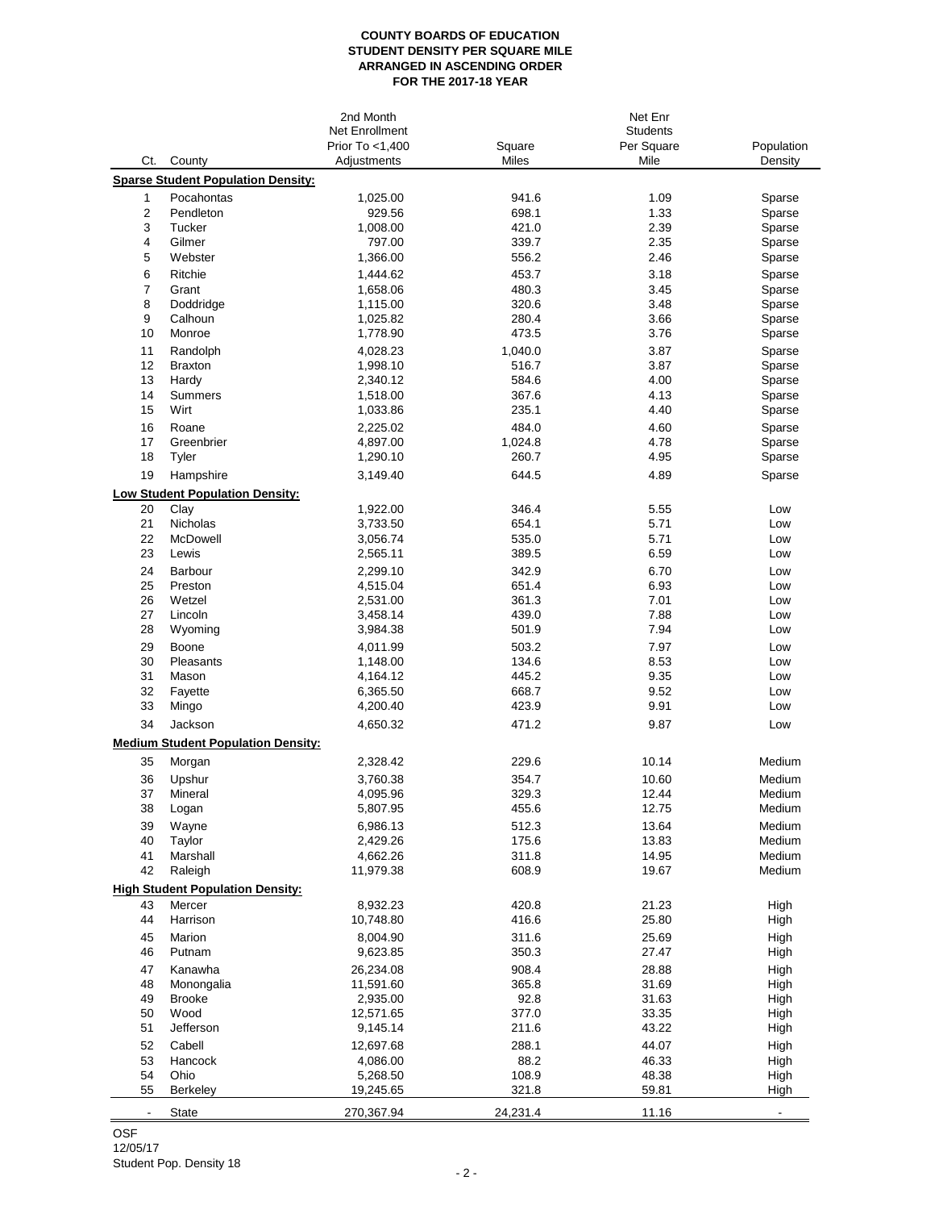**COUNTY BOARDS OF EDUCATION**
**STUDENT DENSITY PER SQUARE MILE**
**ARRANGED IN ASCENDING ORDER**
**FOR THE 2017-18 YEAR**

| Ct. | County | 2nd Month Net Enrollment Prior To <1,400 Adjustments | Square Miles | Net Enr Students Per Square Mile | Population Density |
|---|---|---|---|---|---|
| | **Sparse Student Population Density:** | | | | |
| 1 | Pocahontas | 1,025.00 | 941.6 | 1.09 | Sparse |
| 2 | Pendleton | 929.56 | 698.1 | 1.33 | Sparse |
| 3 | Tucker | 1,008.00 | 421.0 | 2.39 | Sparse |
| 4 | Gilmer | 797.00 | 339.7 | 2.35 | Sparse |
| 5 | Webster | 1,366.00 | 556.2 | 2.46 | Sparse |
| 6 | Ritchie | 1,444.62 | 453.7 | 3.18 | Sparse |
| 7 | Grant | 1,658.06 | 480.3 | 3.45 | Sparse |
| 8 | Doddridge | 1,115.00 | 320.6 | 3.48 | Sparse |
| 9 | Calhoun | 1,025.82 | 280.4 | 3.66 | Sparse |
| 10 | Monroe | 1,778.90 | 473.5 | 3.76 | Sparse |
| 11 | Randolph | 4,028.23 | 1,040.0 | 3.87 | Sparse |
| 12 | Braxton | 1,998.10 | 516.7 | 3.87 | Sparse |
| 13 | Hardy | 2,340.12 | 584.6 | 4.00 | Sparse |
| 14 | Summers | 1,518.00 | 367.6 | 4.13 | Sparse |
| 15 | Wirt | 1,033.86 | 235.1 | 4.40 | Sparse |
| 16 | Roane | 2,225.02 | 484.0 | 4.60 | Sparse |
| 17 | Greenbrier | 4,897.00 | 1,024.8 | 4.78 | Sparse |
| 18 | Tyler | 1,290.10 | 260.7 | 4.95 | Sparse |
| 19 | Hampshire | 3,149.40 | 644.5 | 4.89 | Sparse |
| | **Low Student Population Density:** | | | | |
| 20 | Clay | 1,922.00 | 346.4 | 5.55 | Low |
| 21 | Nicholas | 3,733.50 | 654.1 | 5.71 | Low |
| 22 | McDowell | 3,056.74 | 535.0 | 5.71 | Low |
| 23 | Lewis | 2,565.11 | 389.5 | 6.59 | Low |
| 24 | Barbour | 2,299.10 | 342.9 | 6.70 | Low |
| 25 | Preston | 4,515.04 | 651.4 | 6.93 | Low |
| 26 | Wetzel | 2,531.00 | 361.3 | 7.01 | Low |
| 27 | Lincoln | 3,458.14 | 439.0 | 7.88 | Low |
| 28 | Wyoming | 3,984.38 | 501.9 | 7.94 | Low |
| 29 | Boone | 4,011.99 | 503.2 | 7.97 | Low |
| 30 | Pleasants | 1,148.00 | 134.6 | 8.53 | Low |
| 31 | Mason | 4,164.12 | 445.2 | 9.35 | Low |
| 32 | Fayette | 6,365.50 | 668.7 | 9.52 | Low |
| 33 | Mingo | 4,200.40 | 423.9 | 9.91 | Low |
| 34 | Jackson | 4,650.32 | 471.2 | 9.87 | Low |
| | **Medium Student Population Density:** | | | | |
| 35 | Morgan | 2,328.42 | 229.6 | 10.14 | Medium |
| 36 | Upshur | 3,760.38 | 354.7 | 10.60 | Medium |
| 37 | Mineral | 4,095.96 | 329.3 | 12.44 | Medium |
| 38 | Logan | 5,807.95 | 455.6 | 12.75 | Medium |
| 39 | Wayne | 6,986.13 | 512.3 | 13.64 | Medium |
| 40 | Taylor | 2,429.26 | 175.6 | 13.83 | Medium |
| 41 | Marshall | 4,662.26 | 311.8 | 14.95 | Medium |
| 42 | Raleigh | 11,979.38 | 608.9 | 19.67 | Medium |
| | **High Student Population Density:** | | | | |
| 43 | Mercer | 8,932.23 | 420.8 | 21.23 | High |
| 44 | Harrison | 10,748.80 | 416.6 | 25.80 | High |
| 45 | Marion | 8,004.90 | 311.6 | 25.69 | High |
| 46 | Putnam | 9,623.85 | 350.3 | 27.47 | High |
| 47 | Kanawha | 26,234.08 | 908.4 | 28.88 | High |
| 48 | Monongalia | 11,591.60 | 365.8 | 31.69 | High |
| 49 | Brooke | 2,935.00 | 92.8 | 31.63 | High |
| 50 | Wood | 12,571.65 | 377.0 | 33.35 | High |
| 51 | Jefferson | 9,145.14 | 211.6 | 43.22 | High |
| 52 | Cabell | 12,697.68 | 288.1 | 44.07 | High |
| 53 | Hancock | 4,086.00 | 88.2 | 46.33 | High |
| 54 | Ohio | 5,268.50 | 108.9 | 48.38 | High |
| 55 | Berkeley | 19,245.65 | 321.8 | 59.81 | High |
| - | State | 270,367.94 | 24,231.4 | 11.16 | - |

OSF
12/05/17
Student Pop. Density 18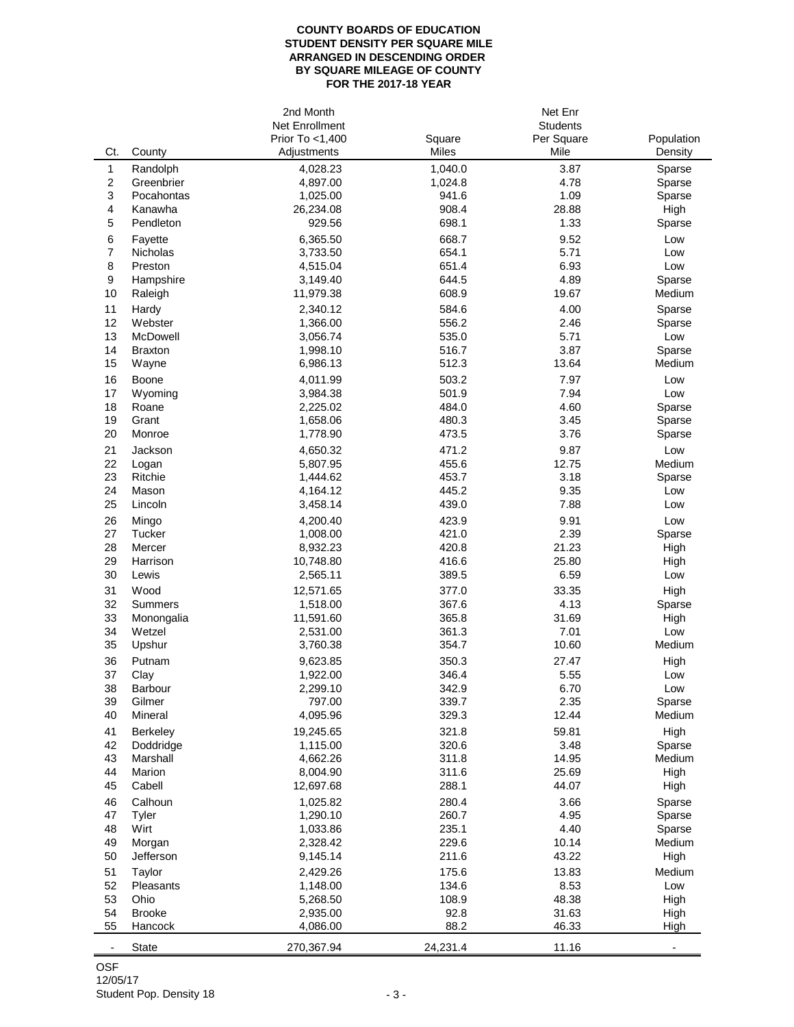**COUNTY BOARDS OF EDUCATION**
**STUDENT DENSITY PER SQUARE MILE**
**ARRANGED IN DESCENDING ORDER**
**BY SQUARE MILEAGE OF COUNTY**
**FOR THE 2017-18 YEAR**

| Ct. | County | 2nd Month Net Enrollment Prior To <1,400 Adjustments | Square Miles | Net Enr Students Per Square Mile | Population Density |
|---|---|---|---|---|---|
| 1 | Randolph | 4,028.23 | 1,040.0 | 3.87 | Sparse |
| 2 | Greenbrier | 4,897.00 | 1,024.8 | 4.78 | Sparse |
| 3 | Pocahontas | 1,025.00 | 941.6 | 1.09 | Sparse |
| 4 | Kanawha | 26,234.08 | 908.4 | 28.88 | High |
| 5 | Pendleton | 929.56 | 698.1 | 1.33 | Sparse |
| 6 | Fayette | 6,365.50 | 668.7 | 9.52 | Low |
| 7 | Nicholas | 3,733.50 | 654.1 | 5.71 | Low |
| 8 | Preston | 4,515.04 | 651.4 | 6.93 | Low |
| 9 | Hampshire | 3,149.40 | 644.5 | 4.89 | Sparse |
| 10 | Raleigh | 11,979.38 | 608.9 | 19.67 | Medium |
| 11 | Hardy | 2,340.12 | 584.6 | 4.00 | Sparse |
| 12 | Webster | 1,366.00 | 556.2 | 2.46 | Sparse |
| 13 | McDowell | 3,056.74 | 535.0 | 5.71 | Low |
| 14 | Braxton | 1,998.10 | 516.7 | 3.87 | Sparse |
| 15 | Wayne | 6,986.13 | 512.3 | 13.64 | Medium |
| 16 | Boone | 4,011.99 | 503.2 | 7.97 | Low |
| 17 | Wyoming | 3,984.38 | 501.9 | 7.94 | Low |
| 18 | Roane | 2,225.02 | 484.0 | 4.60 | Sparse |
| 19 | Grant | 1,658.06 | 480.3 | 3.45 | Sparse |
| 20 | Monroe | 1,778.90 | 473.5 | 3.76 | Sparse |
| 21 | Jackson | 4,650.32 | 471.2 | 9.87 | Low |
| 22 | Logan | 5,807.95 | 455.6 | 12.75 | Medium |
| 23 | Ritchie | 1,444.62 | 453.7 | 3.18 | Sparse |
| 24 | Mason | 4,164.12 | 445.2 | 9.35 | Low |
| 25 | Lincoln | 3,458.14 | 439.0 | 7.88 | Low |
| 26 | Mingo | 4,200.40 | 423.9 | 9.91 | Low |
| 27 | Tucker | 1,008.00 | 421.0 | 2.39 | Sparse |
| 28 | Mercer | 8,932.23 | 420.8 | 21.23 | High |
| 29 | Harrison | 10,748.80 | 416.6 | 25.80 | High |
| 30 | Lewis | 2,565.11 | 389.5 | 6.59 | Low |
| 31 | Wood | 12,571.65 | 377.0 | 33.35 | High |
| 32 | Summers | 1,518.00 | 367.6 | 4.13 | Sparse |
| 33 | Monongalia | 11,591.60 | 365.8 | 31.69 | High |
| 34 | Wetzel | 2,531.00 | 361.3 | 7.01 | Low |
| 35 | Upshur | 3,760.38 | 354.7 | 10.60 | Medium |
| 36 | Putnam | 9,623.85 | 350.3 | 27.47 | High |
| 37 | Clay | 1,922.00 | 346.4 | 5.55 | Low |
| 38 | Barbour | 2,299.10 | 342.9 | 6.70 | Low |
| 39 | Gilmer | 797.00 | 339.7 | 2.35 | Sparse |
| 40 | Mineral | 4,095.96 | 329.3 | 12.44 | Medium |
| 41 | Berkeley | 19,245.65 | 321.8 | 59.81 | High |
| 42 | Doddridge | 1,115.00 | 320.6 | 3.48 | Sparse |
| 43 | Marshall | 4,662.26 | 311.8 | 14.95 | Medium |
| 44 | Marion | 8,004.90 | 311.6 | 25.69 | High |
| 45 | Cabell | 12,697.68 | 288.1 | 44.07 | High |
| 46 | Calhoun | 1,025.82 | 280.4 | 3.66 | Sparse |
| 47 | Tyler | 1,290.10 | 260.7 | 4.95 | Sparse |
| 48 | Wirt | 1,033.86 | 235.1 | 4.40 | Sparse |
| 49 | Morgan | 2,328.42 | 229.6 | 10.14 | Medium |
| 50 | Jefferson | 9,145.14 | 211.6 | 43.22 | High |
| 51 | Taylor | 2,429.26 | 175.6 | 13.83 | Medium |
| 52 | Pleasants | 1,148.00 | 134.6 | 8.53 | Low |
| 53 | Ohio | 5,268.50 | 108.9 | 48.38 | High |
| 54 | Brooke | 2,935.00 | 92.8 | 31.63 | High |
| 55 | Hancock | 4,086.00 | 88.2 | 46.33 | High |
| - | State | 270,367.94 | 24,231.4 | 11.16 | - |

OSF
12/05/17
Student Pop. Density 18